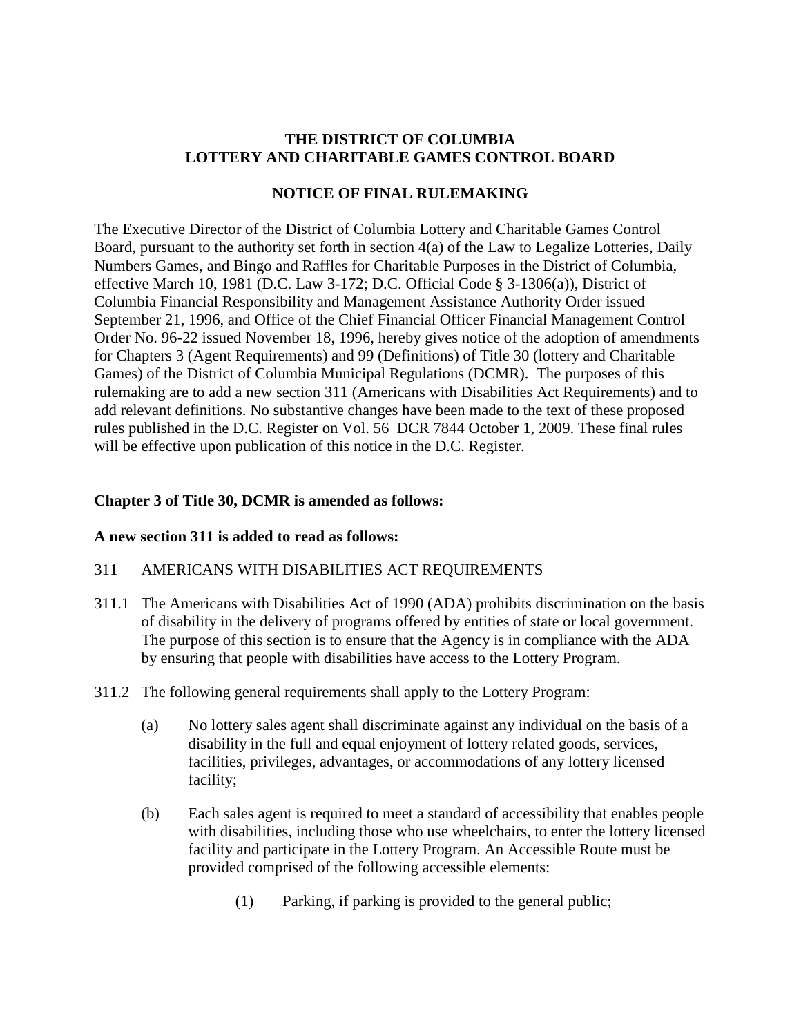**THE DISTRICT OF COLUMBIA**
**LOTTERY AND CHARITABLE GAMES CONTROL BOARD**

**NOTICE OF FINAL RULEMAKING**

The Executive Director of the District of Columbia Lottery and Charitable Games Control Board, pursuant to the authority set forth in section 4(a) of the Law to Legalize Lotteries, Daily Numbers Games, and Bingo and Raffles for Charitable Purposes in the District of Columbia, effective March 10, 1981 (D.C. Law 3-172; D.C. Official Code § 3-1306(a)), District of Columbia Financial Responsibility and Management Assistance Authority Order issued September 21, 1996, and Office of the Chief Financial Officer Financial Management Control Order No. 96-22 issued November 18, 1996, hereby gives notice of the adoption of amendments for Chapters 3 (Agent Requirements) and 99 (Definitions) of Title 30 (lottery and Charitable Games) of the District of Columbia Municipal Regulations (DCMR). The purposes of this rulemaking are to add a new section 311 (Americans with Disabilities Act Requirements) and to add relevant definitions. No substantive changes have been made to the text of these proposed rules published in the D.C. Register on Vol. 56 DCR 7844 October 1, 2009. These final rules will be effective upon publication of this notice in the D.C. Register.

**Chapter 3 of Title 30, DCMR is amended as follows:**

**A new section 311 is added to read as follows:**

311 AMERICANS WITH DISABILITIES ACT REQUIREMENTS

311.1 The Americans with Disabilities Act of 1990 (ADA) prohibits discrimination on the basis of disability in the delivery of programs offered by entities of state or local government. The purpose of this section is to ensure that the Agency is in compliance with the ADA by ensuring that people with disabilities have access to the Lottery Program.

311.2 The following general requirements shall apply to the Lottery Program:

(a) No lottery sales agent shall discriminate against any individual on the basis of a disability in the full and equal enjoyment of lottery related goods, services, facilities, privileges, advantages, or accommodations of any lottery licensed facility;

(b) Each sales agent is required to meet a standard of accessibility that enables people with disabilities, including those who use wheelchairs, to enter the lottery licensed facility and participate in the Lottery Program. An Accessible Route must be provided comprised of the following accessible elements:

(1) Parking, if parking is provided to the general public;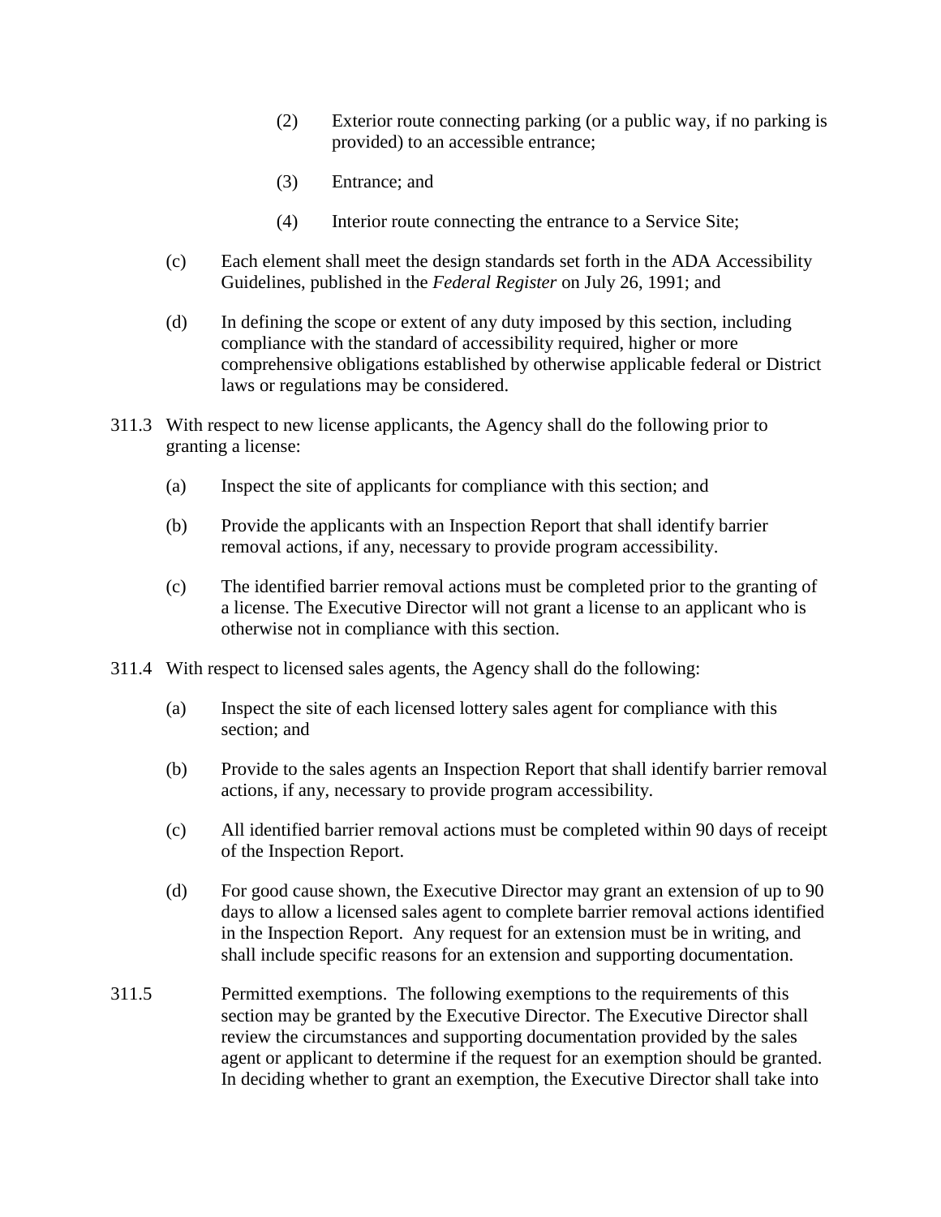(2) Exterior route connecting parking (or a public way, if no parking is provided) to an accessible entrance;

(3) Entrance; and

(4) Interior route connecting the entrance to a Service Site;

(c) Each element shall meet the design standards set forth in the ADA Accessibility Guidelines, published in the *Federal Register* on July 26, 1991; and

(d) In defining the scope or extent of any duty imposed by this section, including compliance with the standard of accessibility required, higher or more comprehensive obligations established by otherwise applicable federal or District laws or regulations may be considered.

311.3 With respect to new license applicants, the Agency shall do the following prior to granting a license:

(a) Inspect the site of applicants for compliance with this section; and

(b) Provide the applicants with an Inspection Report that shall identify barrier removal actions, if any, necessary to provide program accessibility.

(c) The identified barrier removal actions must be completed prior to the granting of a license. The Executive Director will not grant a license to an applicant who is otherwise not in compliance with this section.

311.4 With respect to licensed sales agents, the Agency shall do the following:

(a) Inspect the site of each licensed lottery sales agent for compliance with this section; and

(b) Provide to the sales agents an Inspection Report that shall identify barrier removal actions, if any, necessary to provide program accessibility.

(c) All identified barrier removal actions must be completed within 90 days of receipt of the Inspection Report.

(d) For good cause shown, the Executive Director may grant an extension of up to 90 days to allow a licensed sales agent to complete barrier removal actions identified in the Inspection Report. Any request for an extension must be in writing, and shall include specific reasons for an extension and supporting documentation.

311.5 Permitted exemptions. The following exemptions to the requirements of this section may be granted by the Executive Director. The Executive Director shall review the circumstances and supporting documentation provided by the sales agent or applicant to determine if the request for an exemption should be granted. In deciding whether to grant an exemption, the Executive Director shall take into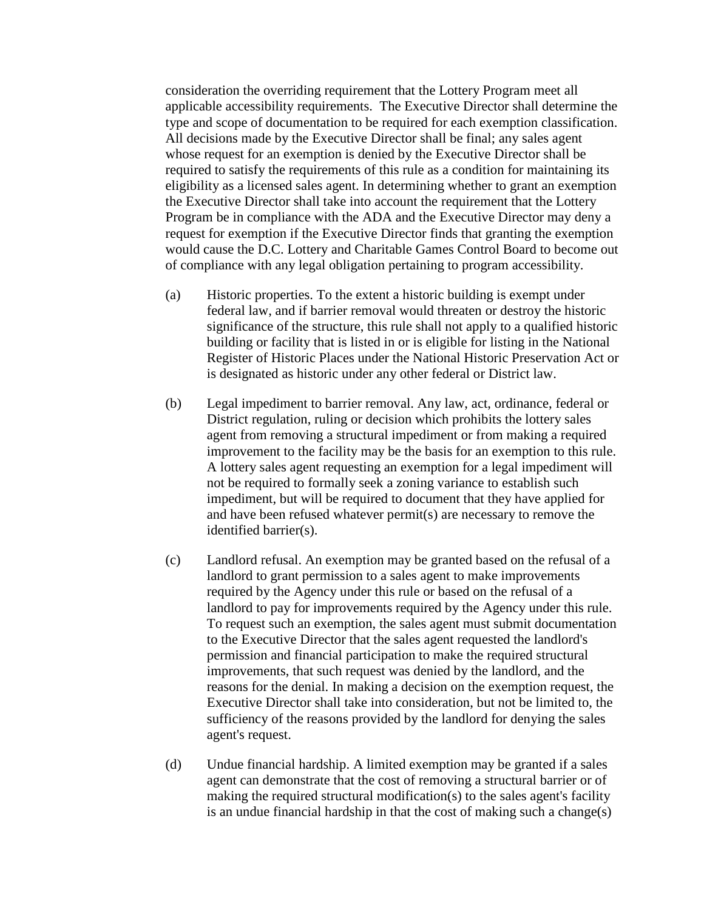consideration the overriding requirement that the Lottery Program meet all applicable accessibility requirements. The Executive Director shall determine the type and scope of documentation to be required for each exemption classification. All decisions made by the Executive Director shall be final; any sales agent whose request for an exemption is denied by the Executive Director shall be required to satisfy the requirements of this rule as a condition for maintaining its eligibility as a licensed sales agent. In determining whether to grant an exemption the Executive Director shall take into account the requirement that the Lottery Program be in compliance with the ADA and the Executive Director may deny a request for exemption if the Executive Director finds that granting the exemption would cause the D.C. Lottery and Charitable Games Control Board to become out of compliance with any legal obligation pertaining to program accessibility.

(a) Historic properties. To the extent a historic building is exempt under federal law, and if barrier removal would threaten or destroy the historic significance of the structure, this rule shall not apply to a qualified historic building or facility that is listed in or is eligible for listing in the National Register of Historic Places under the National Historic Preservation Act or is designated as historic under any other federal or District law.

(b) Legal impediment to barrier removal. Any law, act, ordinance, federal or District regulation, ruling or decision which prohibits the lottery sales agent from removing a structural impediment or from making a required improvement to the facility may be the basis for an exemption to this rule. A lottery sales agent requesting an exemption for a legal impediment will not be required to formally seek a zoning variance to establish such impediment, but will be required to document that they have applied for and have been refused whatever permit(s) are necessary to remove the identified barrier(s).

(c) Landlord refusal. An exemption may be granted based on the refusal of a landlord to grant permission to a sales agent to make improvements required by the Agency under this rule or based on the refusal of a landlord to pay for improvements required by the Agency under this rule. To request such an exemption, the sales agent must submit documentation to the Executive Director that the sales agent requested the landlord's permission and financial participation to make the required structural improvements, that such request was denied by the landlord, and the reasons for the denial. In making a decision on the exemption request, the Executive Director shall take into consideration, but not be limited to, the sufficiency of the reasons provided by the landlord for denying the sales agent's request.

(d) Undue financial hardship. A limited exemption may be granted if a sales agent can demonstrate that the cost of removing a structural barrier or of making the required structural modification(s) to the sales agent's facility is an undue financial hardship in that the cost of making such a change(s)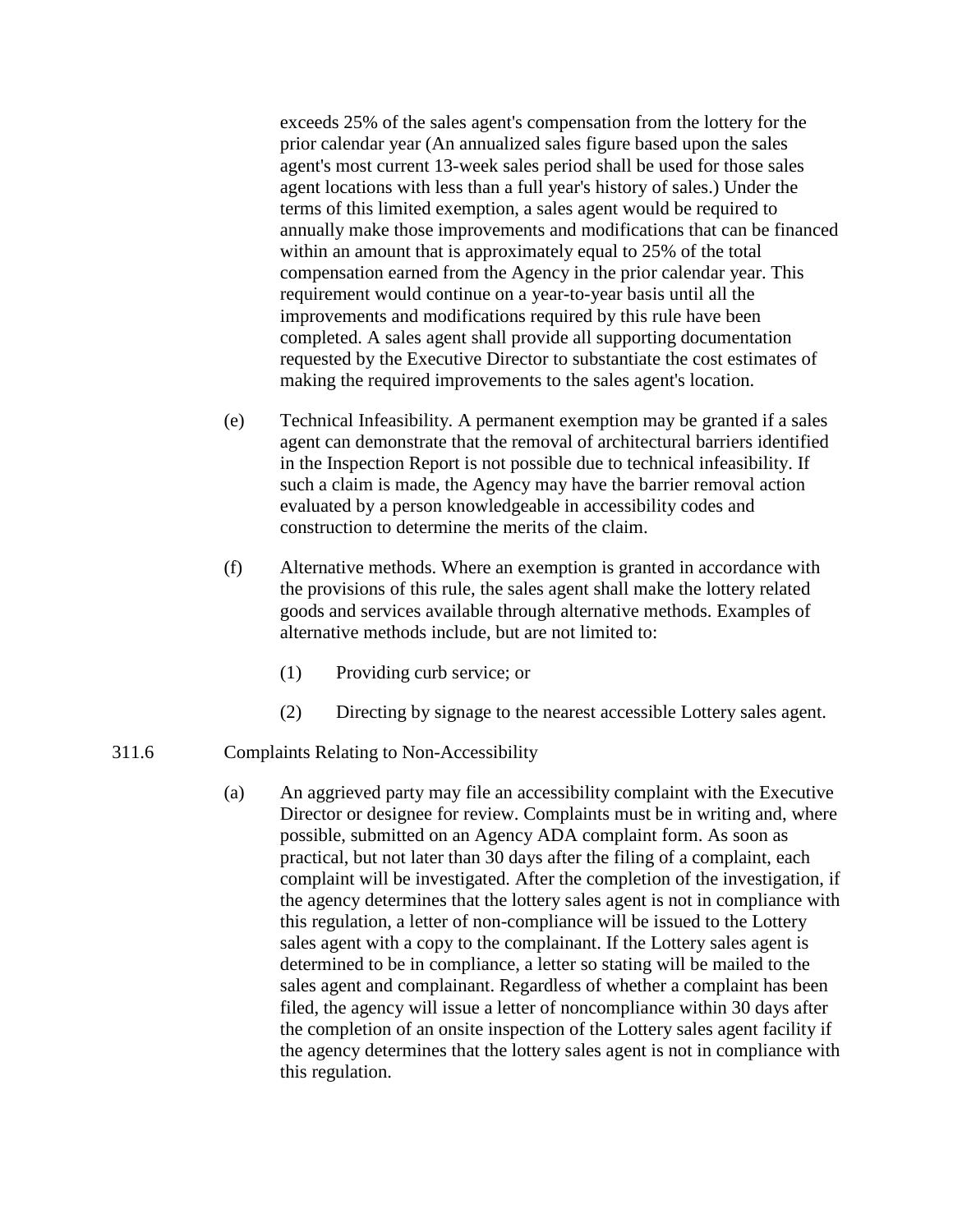exceeds 25% of the sales agent's compensation from the lottery for the prior calendar year (An annualized sales figure based upon the sales agent's most current 13-week sales period shall be used for those sales agent locations with less than a full year's history of sales.) Under the terms of this limited exemption, a sales agent would be required to annually make those improvements and modifications that can be financed within an amount that is approximately equal to 25% of the total compensation earned from the Agency in the prior calendar year. This requirement would continue on a year-to-year basis until all the improvements and modifications required by this rule have been completed. A sales agent shall provide all supporting documentation requested by the Executive Director to substantiate the cost estimates of making the required improvements to the sales agent's location.

(e) Technical Infeasibility. A permanent exemption may be granted if a sales agent can demonstrate that the removal of architectural barriers identified in the Inspection Report is not possible due to technical infeasibility. If such a claim is made, the Agency may have the barrier removal action evaluated by a person knowledgeable in accessibility codes and construction to determine the merits of the claim.

(f) Alternative methods. Where an exemption is granted in accordance with the provisions of this rule, the sales agent shall make the lottery related goods and services available through alternative methods. Examples of alternative methods include, but are not limited to:

(1) Providing curb service; or

(2) Directing by signage to the nearest accessible Lottery sales agent.

311.6 Complaints Relating to Non-Accessibility

(a) An aggrieved party may file an accessibility complaint with the Executive Director or designee for review. Complaints must be in writing and, where possible, submitted on an Agency ADA complaint form. As soon as practical, but not later than 30 days after the filing of a complaint, each complaint will be investigated. After the completion of the investigation, if the agency determines that the lottery sales agent is not in compliance with this regulation, a letter of non-compliance will be issued to the Lottery sales agent with a copy to the complainant. If the Lottery sales agent is determined to be in compliance, a letter so stating will be mailed to the sales agent and complainant. Regardless of whether a complaint has been filed, the agency will issue a letter of noncompliance within 30 days after the completion of an onsite inspection of the Lottery sales agent facility if the agency determines that the lottery sales agent is not in compliance with this regulation.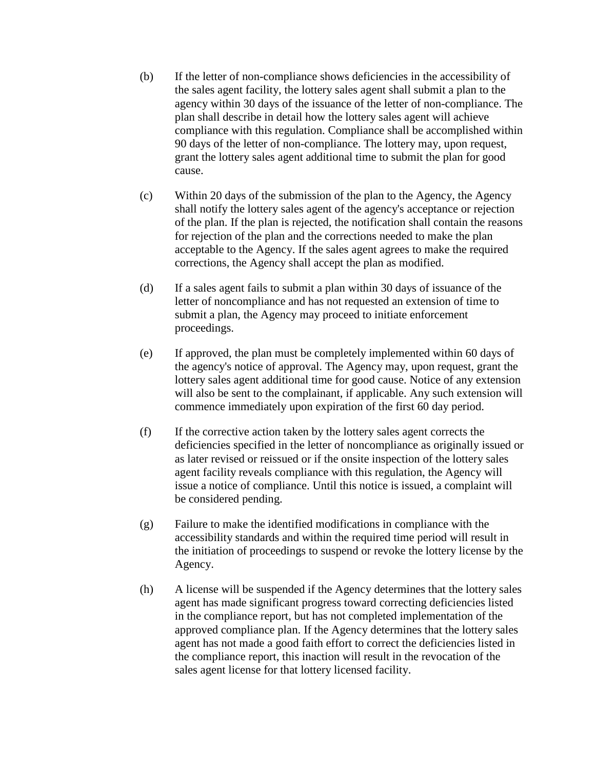(b) If the letter of non-compliance shows deficiencies in the accessibility of the sales agent facility, the lottery sales agent shall submit a plan to the agency within 30 days of the issuance of the letter of non-compliance. The plan shall describe in detail how the lottery sales agent will achieve compliance with this regulation. Compliance shall be accomplished within 90 days of the letter of non-compliance. The lottery may, upon request, grant the lottery sales agent additional time to submit the plan for good cause.

(c) Within 20 days of the submission of the plan to the Agency, the Agency shall notify the lottery sales agent of the agency's acceptance or rejection of the plan. If the plan is rejected, the notification shall contain the reasons for rejection of the plan and the corrections needed to make the plan acceptable to the Agency. If the sales agent agrees to make the required corrections, the Agency shall accept the plan as modified.

(d) If a sales agent fails to submit a plan within 30 days of issuance of the letter of noncompliance and has not requested an extension of time to submit a plan, the Agency may proceed to initiate enforcement proceedings.

(e) If approved, the plan must be completely implemented within 60 days of the agency's notice of approval. The Agency may, upon request, grant the lottery sales agent additional time for good cause. Notice of any extension will also be sent to the complainant, if applicable. Any such extension will commence immediately upon expiration of the first 60 day period.

(f) If the corrective action taken by the lottery sales agent corrects the deficiencies specified in the letter of noncompliance as originally issued or as later revised or reissued or if the onsite inspection of the lottery sales agent facility reveals compliance with this regulation, the Agency will issue a notice of compliance. Until this notice is issued, a complaint will be considered pending.

(g) Failure to make the identified modifications in compliance with the accessibility standards and within the required time period will result in the initiation of proceedings to suspend or revoke the lottery license by the Agency.

(h) A license will be suspended if the Agency determines that the lottery sales agent has made significant progress toward correcting deficiencies listed in the compliance report, but has not completed implementation of the approved compliance plan. If the Agency determines that the lottery sales agent has not made a good faith effort to correct the deficiencies listed in the compliance report, this inaction will result in the revocation of the sales agent license for that lottery licensed facility.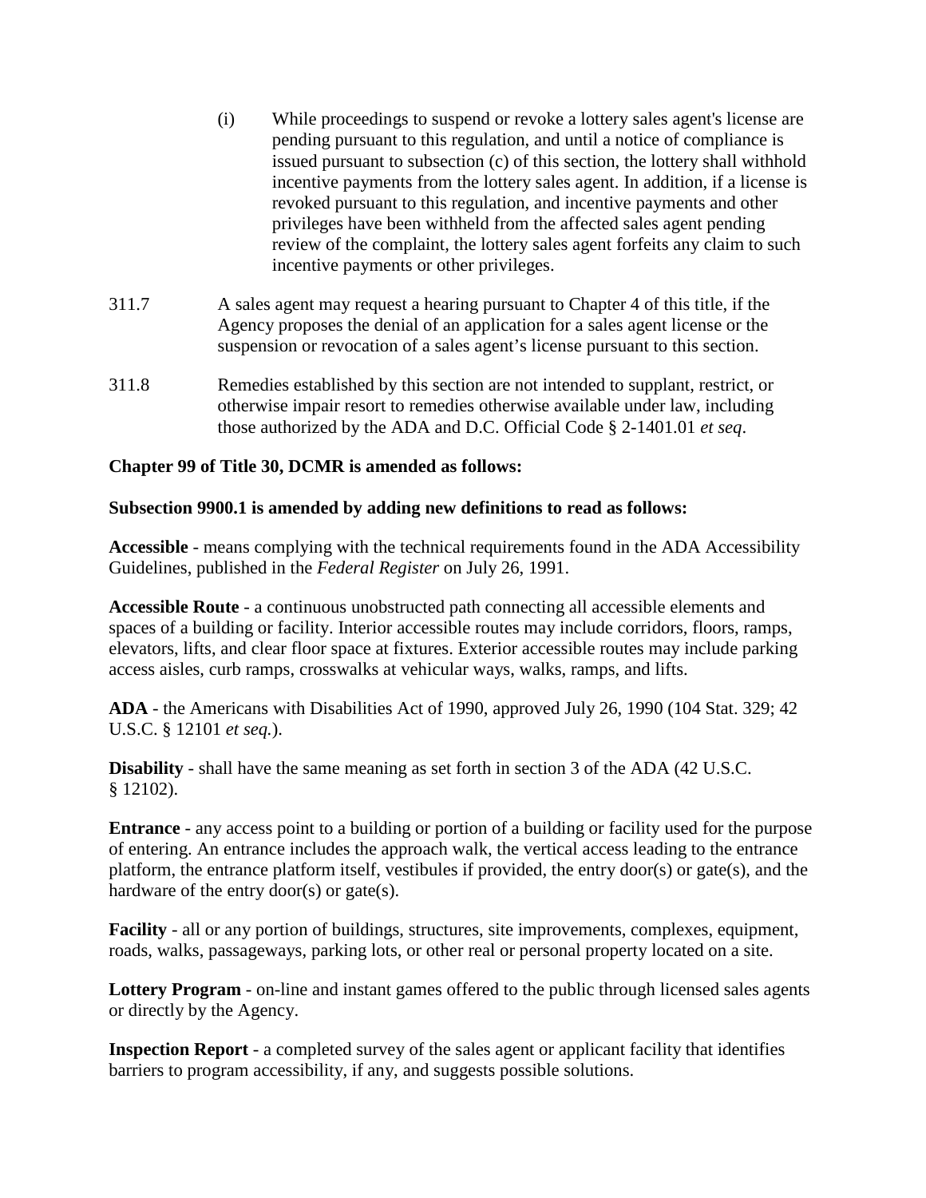(i) While proceedings to suspend or revoke a lottery sales agent's license are pending pursuant to this regulation, and until a notice of compliance is issued pursuant to subsection (c) of this section, the lottery shall withhold incentive payments from the lottery sales agent. In addition, if a license is revoked pursuant to this regulation, and incentive payments and other privileges have been withheld from the affected sales agent pending review of the complaint, the lottery sales agent forfeits any claim to such incentive payments or other privileges.

311.7 A sales agent may request a hearing pursuant to Chapter 4 of this title, if the Agency proposes the denial of an application for a sales agent license or the suspension or revocation of a sales agent's license pursuant to this section.

311.8 Remedies established by this section are not intended to supplant, restrict, or otherwise impair resort to remedies otherwise available under law, including those authorized by the ADA and D.C. Official Code § 2-1401.01 *et seq*.

**Chapter 99 of Title 30, DCMR is amended as follows:**

**Subsection 9900.1 is amended by adding new definitions to read as follows:**

**Accessible** - means complying with the technical requirements found in the ADA Accessibility Guidelines, published in the *Federal Register* on July 26, 1991.

**Accessible Route** - a continuous unobstructed path connecting all accessible elements and spaces of a building or facility. Interior accessible routes may include corridors, floors, ramps, elevators, lifts, and clear floor space at fixtures. Exterior accessible routes may include parking access aisles, curb ramps, crosswalks at vehicular ways, walks, ramps, and lifts.

**ADA** - the Americans with Disabilities Act of 1990, approved July 26, 1990 (104 Stat. 329; 42 U.S.C. § 12101 *et seq.*).

**Disability** - shall have the same meaning as set forth in section 3 of the ADA (42 U.S.C. § 12102).

**Entrance** - any access point to a building or portion of a building or facility used for the purpose of entering. An entrance includes the approach walk, the vertical access leading to the entrance platform, the entrance platform itself, vestibules if provided, the entry door(s) or gate(s), and the hardware of the entry door(s) or gate(s).

**Facility** - all or any portion of buildings, structures, site improvements, complexes, equipment, roads, walks, passageways, parking lots, or other real or personal property located on a site.

**Lottery Program** - on-line and instant games offered to the public through licensed sales agents or directly by the Agency.

**Inspection Report** - a completed survey of the sales agent or applicant facility that identifies barriers to program accessibility, if any, and suggests possible solutions.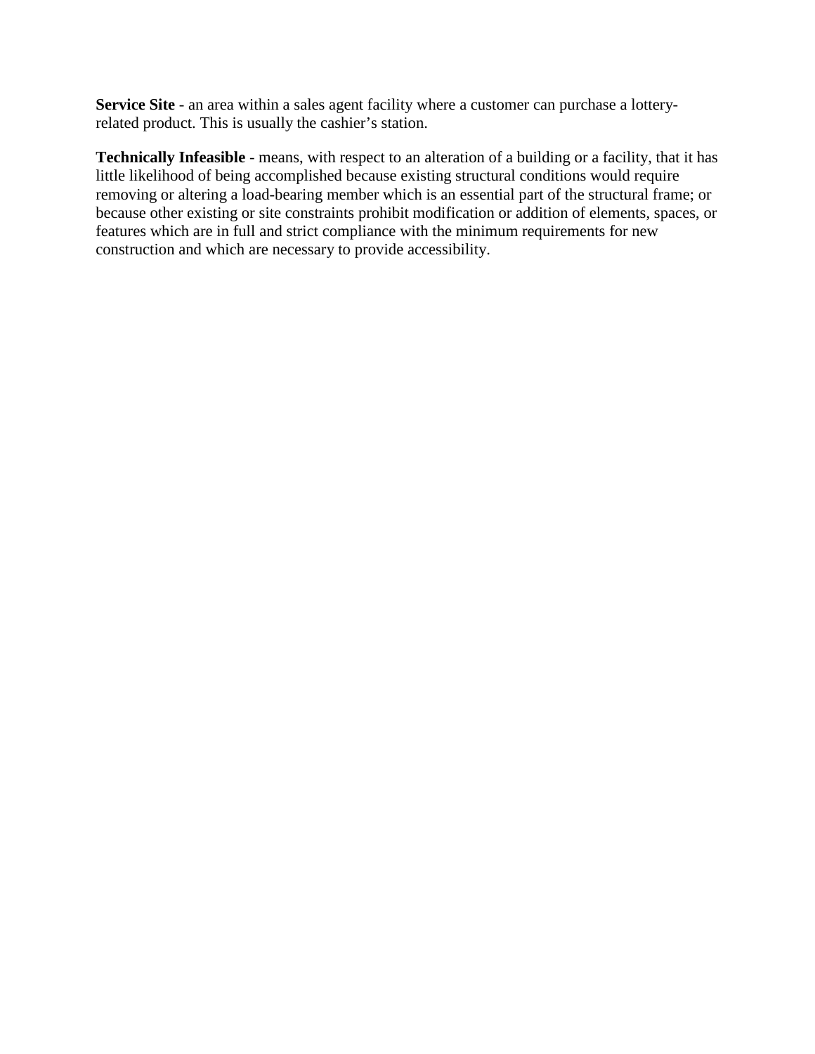**Service Site** - an area within a sales agent facility where a customer can purchase a lottery-related product. This is usually the cashier's station.

**Technically Infeasible** - means, with respect to an alteration of a building or a facility, that it has little likelihood of being accomplished because existing structural conditions would require removing or altering a load-bearing member which is an essential part of the structural frame; or because other existing or site constraints prohibit modification or addition of elements, spaces, or features which are in full and strict compliance with the minimum requirements for new construction and which are necessary to provide accessibility.